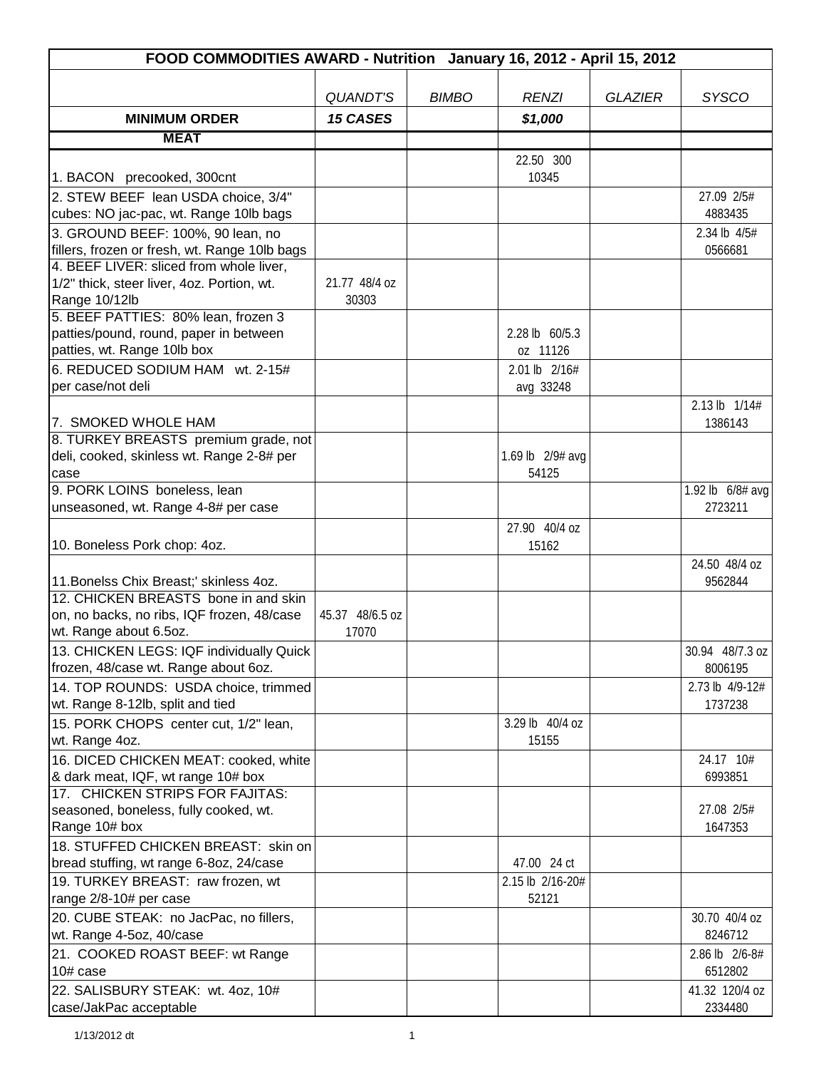| FOOD COMMODITIES AWARD - Nutrition January 16, 2012 - April 15, 2012 | | | | | |
|---|---|---|---|---|---|
| | *QUANDT'S* | *BIMBO* | *RENZI* | *GLAZIER* | *SYSCO* |
| **MINIMUM ORDER** | ***15 CASES*** | | ***$1,000*** | | |
| **MEAT** | | | | | |
| 1. BACON precooked, 300cnt | | | 22.50 300 10345 | | |
| 2. STEW BEEF lean USDA choice, 3/4" cubes: NO jac-pac, wt. Range 10lb bags | | | | | 27.09 2/5# 4883435 |
| 3. GROUND BEEF: 100%, 90 lean, no fillers, frozen or fresh, wt. Range 10lb bags | | | | | 2.34 lb 4/5# 0566681 |
| 4. BEEF LIVER: sliced from whole liver, 1/2" thick, steer liver, 4oz. Portion, wt. Range 10/12lb | 21.77 48/4 oz 30303 | | | | |
| 5. BEEF PATTIES: 80% lean, frozen 3 patties/pound, round, paper in between patties, wt. Range 10lb box | | | 2.28 lb 60/5.3 oz 11126 | | |
| 6. REDUCED SODIUM HAM wt. 2-15# per case/not deli | | | 2.01 lb 2/16# avg 33248 | | |
| 7. SMOKED WHOLE HAM | | | | | 2.13 lb 1/14# 1386143 |
| 8. TURKEY BREASTS premium grade, not deli, cooked, skinless wt. Range 2-8# per case | | | 1.69 lb 2/9# avg 54125 | | |
| 9. PORK LOINS boneless, lean unseasoned, wt. Range 4-8# per case | | | | | 1.92 lb 6/8# avg 2723211 |
| 10. Boneless Pork chop: 4oz. | | | 27.90 40/4 oz 15162 | | |
| 11.Bonelss Chix Breast;' skinless 4oz. | | | | | 24.50 48/4 oz 9562844 |
| 12. CHICKEN BREASTS bone in and skin on, no backs, no ribs, IQF frozen, 48/case wt. Range about 6.5oz. | 45.37 48/6.5 oz 17070 | | | | |
| 13. CHICKEN LEGS: IQF individually Quick frozen, 48/case wt. Range about 6oz. | | | | | 30.94 48/7.3 oz 8006195 |
| 14. TOP ROUNDS: USDA choice, trimmed wt. Range 8-12lb, split and tied | | | | | 2.73 lb 4/9-12# 1737238 |
| 15. PORK CHOPS center cut, 1/2" lean, wt. Range 4oz. | | | 3.29 lb 40/4 oz 15155 | | |
| 16. DICED CHICKEN MEAT: cooked, white & dark meat, IQF, wt range 10# box | | | | | 24.17 10# 6993851 |
| 17. CHICKEN STRIPS FOR FAJITAS: seasoned, boneless, fully cooked, wt. Range 10# box | | | | | 27.08 2/5# 1647353 |
| 18. STUFFED CHICKEN BREAST: skin on bread stuffing, wt range 6-8oz, 24/case | | | 47.00 24 ct | | |
| 19. TURKEY BREAST: raw frozen, wt range 2/8-10# per case | | | 2.15 lb 2/16-20# 52121 | | |
| 20. CUBE STEAK: no JacPac, no fillers, wt. Range 4-5oz, 40/case | | | | | 30.70 40/4 oz 8246712 |
| 21. COOKED ROAST BEEF: wt Range 10# case | | | | | 2.86 lb 2/6-8# 6512802 |
| 22. SALISBURY STEAK: wt. 4oz, 10# case/JakPac acceptable | | | | | 41.32 120/4 oz 2334480 |

1/13/2012 dt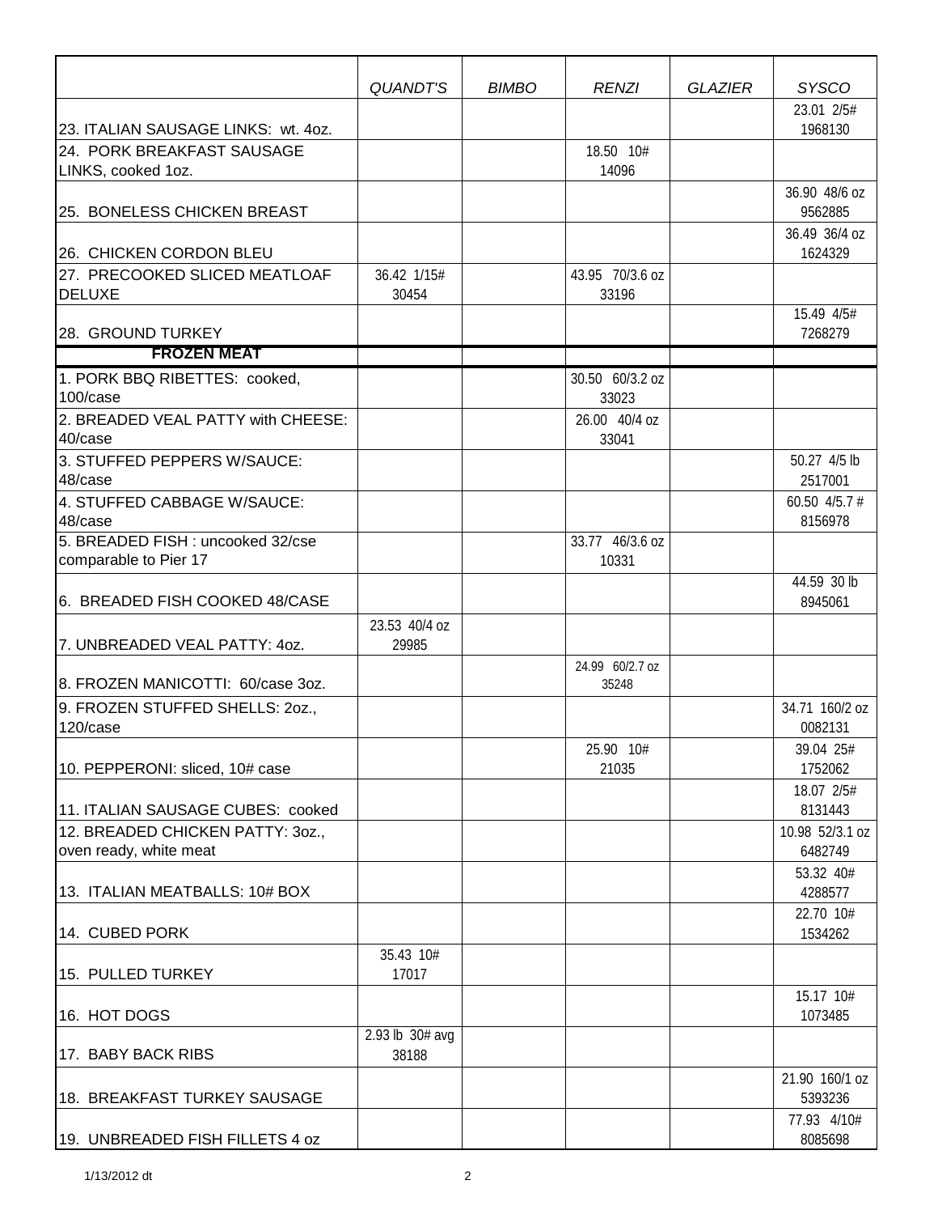| | *QUANDT'S* | *BIMBO* | *RENZI* | *GLAZIER* | *SYSCO* |
|---|---|---|---|---|---|
| 23. ITALIAN SAUSAGE LINKS: wt. 4oz. | | | | | 23.01 2/5# 1968130 |
| 24. PORK BREAKFAST SAUSAGE LINKS, cooked 1oz. | | | 18.50 10# 14096 | | |
| 25. BONELESS CHICKEN BREAST | | | | | 36.90 48/6 oz 9562885 |
| 26. CHICKEN CORDON BLEU | | | | | 36.49 36/4 oz 1624329 |
| 27. PRECOOKED SLICED MEATLOAF DELUXE | 36.42 1/15# 30454 | | 43.95 70/3.6 oz 33196 | | |
| 28. GROUND TURKEY | | | | | 15.49 4/5# 7268279 |
| **FROZEN MEAT** | | | | | |
| 1. PORK BBQ RIBETTES: cooked, 100/case | | | 30.50 60/3.2 oz 33023 | | |
| 2. BREADED VEAL PATTY with CHEESE: 40/case | | | 26.00 40/4 oz 33041 | | |
| 3. STUFFED PEPPERS W/SAUCE: 48/case | | | | | 50.27 4/5 lb 2517001 |
| 4. STUFFED CABBAGE W/SAUCE: 48/case | | | | | 60.50 4/5.7 # 8156978 |
| 5. BREADED FISH : uncooked 32/cse comparable to Pier 17 | | | 33.77 46/3.6 oz 10331 | | |
| 6. BREADED FISH COOKED 48/CASE | | | | | 44.59 30 lb 8945061 |
| 7. UNBREADED VEAL PATTY: 4oz. | 23.53 40/4 oz 29985 | | | | |
| 8. FROZEN MANICOTTI: 60/case 3oz. | | | 24.99 60/2.7 oz 35248 | | |
| 9. FROZEN STUFFED SHELLS: 2oz., 120/case | | | | | 34.71 160/2 oz 0082131 |
| 10. PEPPERONI: sliced, 10# case | | | 25.90 10# 21035 | | 39.04 25# 1752062 |
| 11. ITALIAN SAUSAGE CUBES: cooked | | | | | 18.07 2/5# 8131443 |
| 12. BREADED CHICKEN PATTY: 3oz., oven ready, white meat | | | | | 10.98 52/3.1 oz 6482749 |
| 13. ITALIAN MEATBALLS: 10# BOX | | | | | 53.32 40# 4288577 |
| 14. CUBED PORK | | | | | 22.70 10# 1534262 |
| 15. PULLED TURKEY | 35.43 10# 17017 | | | | |
| 16. HOT DOGS | | | | | 15.17 10# 1073485 |
| 17. BABY BACK RIBS | 2.93 lb 30# avg 38188 | | | | |
| 18. BREAKFAST TURKEY SAUSAGE | | | | | 21.90 160/1 oz 5393236 |
| 19. UNBREADED FISH FILLETS 4 oz | | | | | 77.93 4/10# 8085698 |

1/13/2012 dt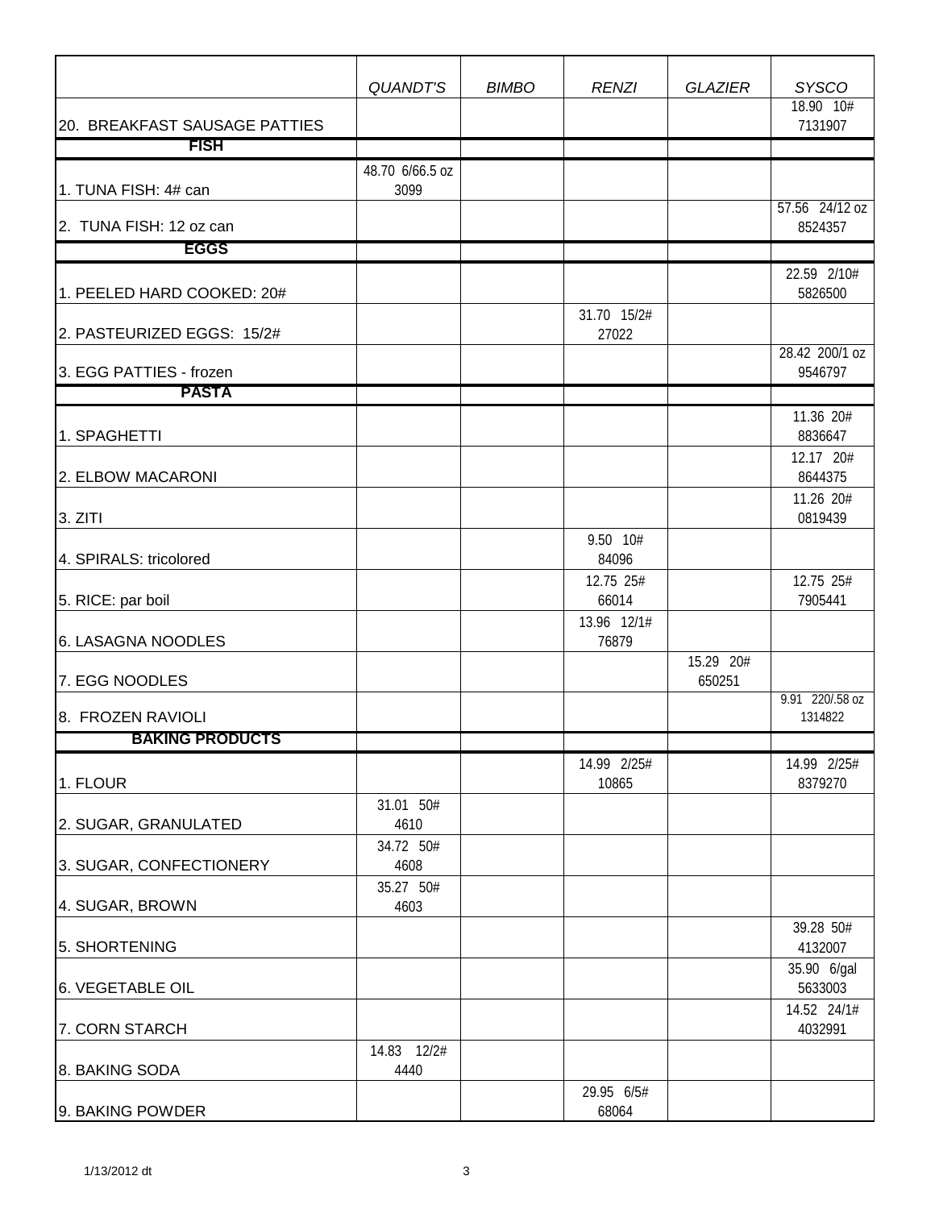| | QUANDT'S | BIMBO | RENZI | GLAZIER | SYSCO |
|---|---|---|---|---|---|
| 20. BREAKFAST SAUSAGE PATTIES | | | | | 18.90 10# 7131907 |
| **FISH** | | | | | |
| 1. TUNA FISH: 4# can | 48.70 6/66.5 oz 3099 | | | | |
| 2. TUNA FISH: 12 oz can | | | | | 57.56 24/12 oz 8524357 |
| **EGGS** | | | | | |
| 1. PEELED HARD COOKED: 20# | | | | | 22.59 2/10# 5826500 |
| 2. PASTEURIZED EGGS: 15/2# | | | 31.70 15/2# 27022 | | |
| 3. EGG PATTIES - frozen | | | | | 28.42 200/1 oz 9546797 |
| **PASTA** | | | | | |
| 1. SPAGHETTI | | | | | 11.36 20# 8836647 |
| 2. ELBOW MACARONI | | | | | 12.17 20# 8644375 |
| 3. ZITI | | | | | 11.26 20# 0819439 |
| 4. SPIRALS: tricolored | | | 9.50 10# 84096 | | |
| 5. RICE: par boil | | | 12.75 25# 66014 | | 12.75 25# 7905441 |
| 6. LASAGNA NOODLES | | | 13.96 12/1# 76879 | | |
| 7. EGG NOODLES | | | | 15.29 20# 650251 | |
| 8. FROZEN RAVIOLI | | | | | 9.91 220/.58 oz 1314822 |
| **BAKING PRODUCTS** | | | | | |
| 1. FLOUR | | | 14.99 2/25# 10865 | | 14.99 2/25# 8379270 |
| 2. SUGAR, GRANULATED | 31.01 50# 4610 | | | | |
| 3. SUGAR, CONFECTIONERY | 34.72 50# 4608 | | | | |
| 4. SUGAR, BROWN | 35.27 50# 4603 | | | | |
| 5. SHORTENING | | | | | 39.28 50# 4132007 |
| 6. VEGETABLE OIL | | | | | 35.90 6/gal 5633003 |
| 7. CORN STARCH | | | | | 14.52 24/1# 4032991 |
| 8. BAKING SODA | 14.83 12/2# 4440 | | | | |
| 9. BAKING POWDER | | | 29.95 6/5# 68064 | | |

1/13/2012 dt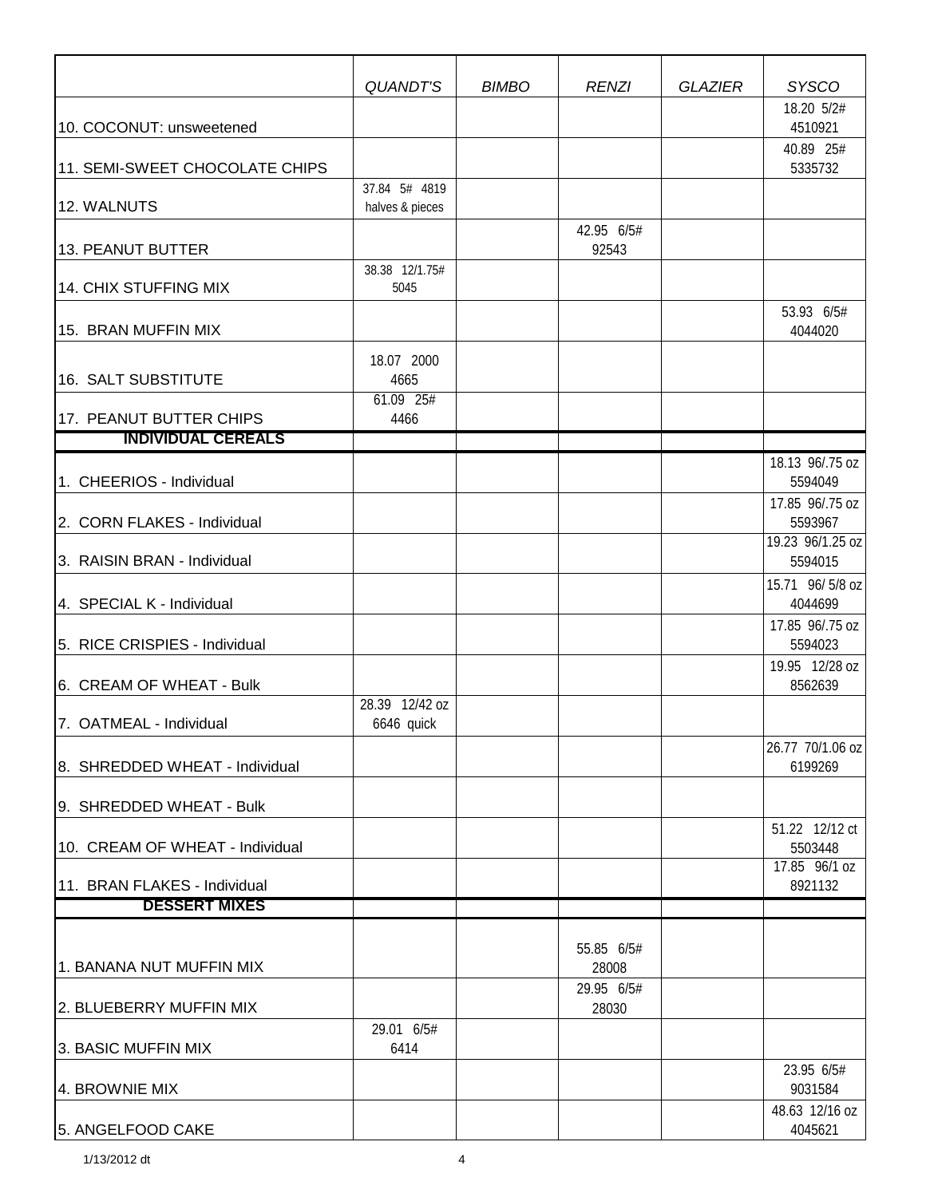| | QUANDT'S | BIMBO | RENZI | GLAZIER | SYSCO |
|---|---|---|---|---|---|
| 10. COCONUT: unsweetened | | | | | 18.20 5/2# 4510921 |
| 11. SEMI-SWEET CHOCOLATE CHIPS | | | | | 40.89 25# 5335732 |
| 12. WALNUTS | 37.84 5# 4819 halves & pieces | | | | |
| 13. PEANUT BUTTER | | | 42.95 6/5# 92543 | | |
| 14. CHIX STUFFING MIX | 38.38 12/1.75# 5045 | | | | |
| 15. BRAN MUFFIN MIX | | | | | 53.93 6/5# 4044020 |
| 16. SALT SUBSTITUTE | 18.07 2000 4665 | | | | |
| 17. PEANUT BUTTER CHIPS | 61.09 25# 4466 | | | | |
| **INDIVIDUAL CEREALS** | | | | | |
| 1. CHEERIOS - Individual | | | | | 18.13 96/.75 oz 5594049 |
| 2. CORN FLAKES - Individual | | | | | 17.85 96/.75 oz 5593967 |
| 3. RAISIN BRAN - Individual | | | | | 19.23 96/1.25 oz 5594015 |
| 4. SPECIAL K - Individual | | | | | 15.71 96/ 5/8 oz 4044699 |
| 5. RICE CRISPIES - Individual | | | | | 17.85 96/.75 oz 5594023 |
| 6. CREAM OF WHEAT - Bulk | | | | | 19.95 12/28 oz 8562639 |
| 7. OATMEAL - Individual | 28.39 12/42 oz 6646 quick | | | | |
| 8. SHREDDED WHEAT - Individual | | | | | 26.77 70/1.06 oz 6199269 |
| 9. SHREDDED WHEAT - Bulk | | | | | |
| 10. CREAM OF WHEAT - Individual | | | | | 51.22 12/12 ct 5503448 |
| 11. BRAN FLAKES - Individual | | | | | 17.85 96/1 oz 8921132 |
| **DESSERT MIXES** | | | | | |
| 1. BANANA NUT MUFFIN MIX | | | 55.85 6/5# 28008 | | |
| 2. BLUEBERRY MUFFIN MIX | | | 29.95 6/5# 28030 | | |
| 3. BASIC MUFFIN MIX | 29.01 6/5# 6414 | | | | |
| 4. BROWNIE MIX | | | | | 23.95 6/5# 9031584 |
| 5. ANGELFOOD CAKE | | | | | 48.63 12/16 oz 4045621 |

1/13/2012 dt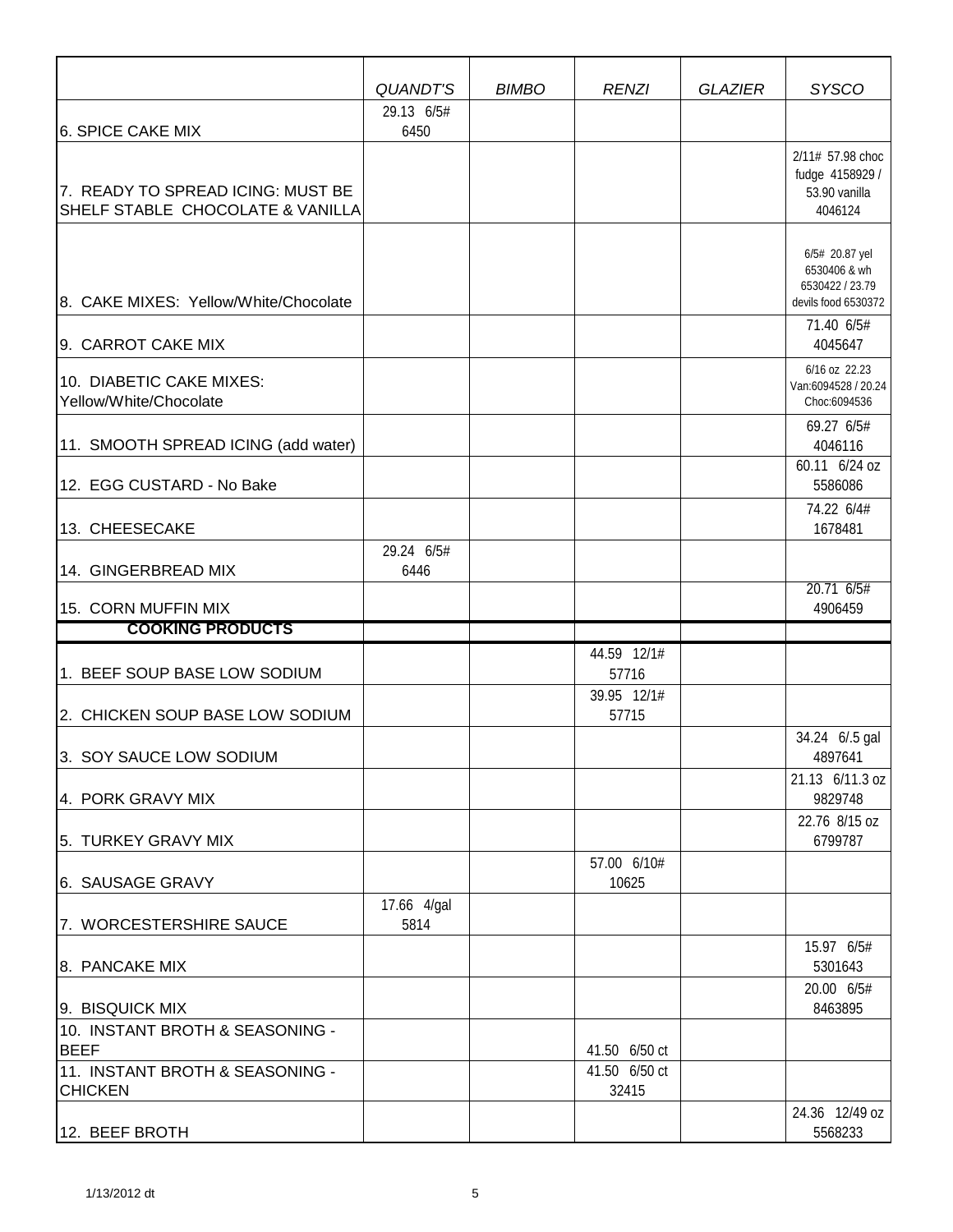| | *QUANDT'S* | *BIMBO* | *RENZI* | *GLAZIER* | *SYSCO* |
|---|---|---|---|---|---|
| 6. SPICE CAKE MIX | 29.13 6/5# 6450 | | | | |
| 7. READY TO SPREAD ICING: MUST BE SHELF STABLE CHOCOLATE & VANILLA | | | | | 2/11# 57.98 choc fudge 4158929 / 53.90 vanilla 4046124 |
| 8. CAKE MIXES: Yellow/White/Chocolate | | | | | 6/5# 20.87 yel 6530406 & wh 6530422 / 23.79 devils food 6530372 |
| 9. CARROT CAKE MIX | | | | | 71.40 6/5# 4045647 |
| 10. DIABETIC CAKE MIXES: Yellow/White/Chocolate | | | | | 6/16 oz 22.23 Van:6094528 / 20.24 Choc:6094536 |
| 11. SMOOTH SPREAD ICING (add water) | | | | | 69.27 6/5# 4046116 |
| 12. EGG CUSTARD - No Bake | | | | | 60.11 6/24 oz 5586086 |
| 13. CHEESECAKE | | | | | 74.22 6/4# 1678481 |
| 14. GINGERBREAD MIX | 29.24 6/5# 6446 | | | | |
| 15. CORN MUFFIN MIX | | | | | 20.71 6/5# 4906459 |
| **COOKING PRODUCTS** | | | | | |
| 1. BEEF SOUP BASE LOW SODIUM | | | 44.59 12/1# 57716 | | |
| 2. CHICKEN SOUP BASE LOW SODIUM | | | 39.95 12/1# 57715 | | |
| 3. SOY SAUCE LOW SODIUM | | | | | 34.24 6/.5 gal 4897641 |
| 4. PORK GRAVY MIX | | | | | 21.13 6/11.3 oz 9829748 |
| 5. TURKEY GRAVY MIX | | | | | 22.76 8/15 oz 6799787 |
| 6. SAUSAGE GRAVY | | | 57.00 6/10# 10625 | | |
| 7. WORCESTERSHIRE SAUCE | 17.66 4/gal 5814 | | | | |
| 8. PANCAKE MIX | | | | | 15.97 6/5# 5301643 |
| 9. BISQUICK MIX | | | | | 20.00 6/5# 8463895 |
| 10. INSTANT BROTH & SEASONING - BEEF | | | 41.50 6/50 ct | | |
| 11. INSTANT BROTH & SEASONING - CHICKEN | | | 41.50 6/50 ct 32415 | | |
| 12. BEEF BROTH | | | | | 24.36 12/49 oz 5568233 |

1/13/2012 dt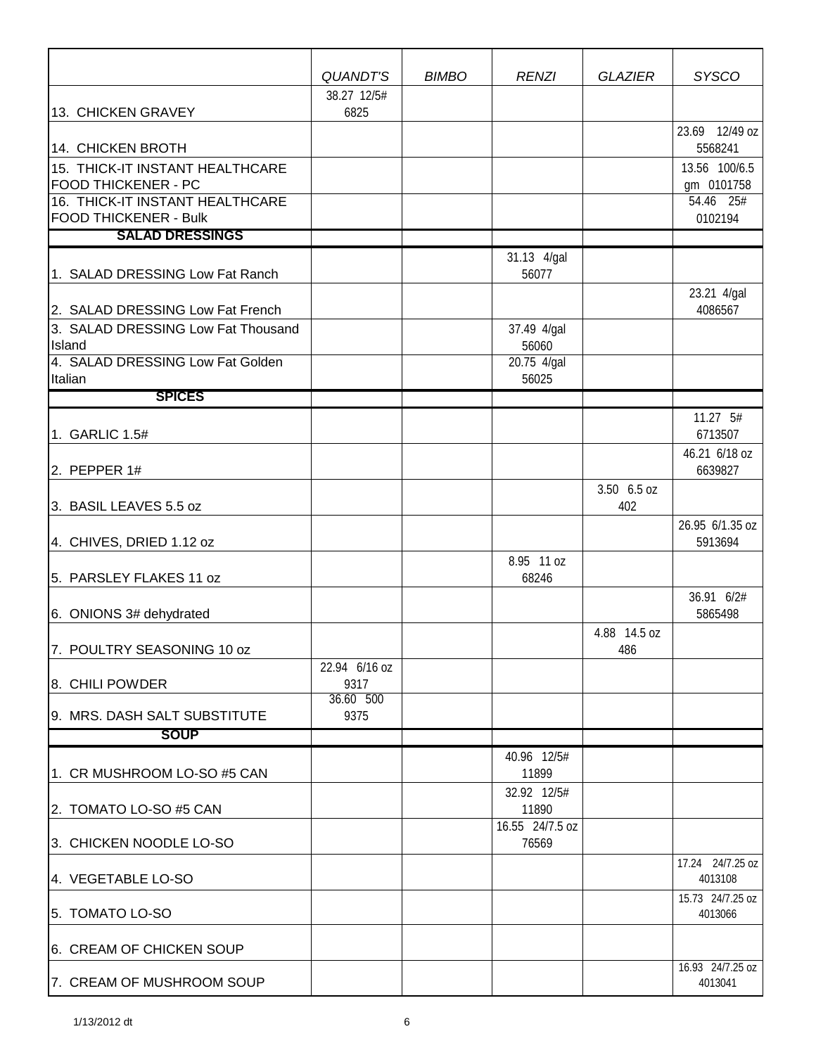| | QUANDT'S | BIMBO | RENZI | GLAZIER | SYSCO |
|---|---|---|---|---|---|
| 13. CHICKEN GRAVEY | 38.27 12/5# 6825 | | | | |
| 14. CHICKEN BROTH | | | | | 23.69 12/49 oz 5568241 |
| 15. THICK-IT INSTANT HEALTHCARE FOOD THICKENER - PC | | | | | 13.56 100/6.5 gm 0101758 |
| 16. THICK-IT INSTANT HEALTHCARE FOOD THICKENER - Bulk | | | | | 54.46 25# 0102194 |
| **SALAD DRESSINGS** | | | | | |
| 1. SALAD DRESSING Low Fat Ranch | | | 31.13 4/gal 56077 | | |
| 2. SALAD DRESSING Low Fat French | | | | | 23.21 4/gal 4086567 |
| 3. SALAD DRESSING Low Fat Thousand Island | | | 37.49 4/gal 56060 | | |
| 4. SALAD DRESSING Low Fat Golden Italian | | | 20.75 4/gal 56025 | | |
| **SPICES** | | | | | |
| 1. GARLIC 1.5# | | | | | 11.27 5# 6713507 |
| 2. PEPPER 1# | | | | | 46.21 6/18 oz 6639827 |
| 3. BASIL LEAVES 5.5 oz | | | | 3.50 6.5 oz 402 | |
| 4. CHIVES, DRIED 1.12 oz | | | | | 26.95 6/1.35 oz 5913694 |
| 5. PARSLEY FLAKES 11 oz | | | 8.95 11 oz 68246 | | |
| 6. ONIONS 3# dehydrated | | | | | 36.91 6/2# 5865498 |
| 7. POULTRY SEASONING 10 oz | | | | 4.88 14.5 oz 486 | |
| 8. CHILI POWDER | 22.94 6/16 oz 9317 | | | | |
| 9. MRS. DASH SALT SUBSTITUTE | 36.60 500 9375 | | | | |
| **SOUP** | | | | | |
| 1. CR MUSHROOM LO-SO #5 CAN | | | 40.96 12/5# 11899 | | |
| 2. TOMATO LO-SO #5 CAN | | | 32.92 12/5# 11890 | | |
| 3. CHICKEN NOODLE LO-SO | | | 16.55 24/7.5 oz 76569 | | |
| 4. VEGETABLE LO-SO | | | | | 17.24 24/7.25 oz 4013108 |
| 5. TOMATO LO-SO | | | | | 15.73 24/7.25 oz 4013066 |
| 6. CREAM OF CHICKEN SOUP | | | | | |
| 7. CREAM OF MUSHROOM SOUP | | | | | 16.93 24/7.25 oz 4013041 |

1/13/2012 dt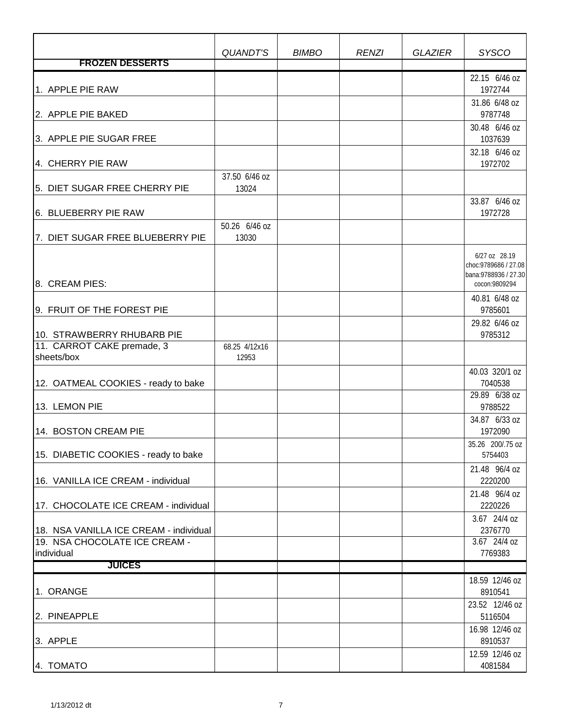| | *QUANDT'S* | *BIMBO* | *RENZI* | *GLAZIER* | *SYSCO* |
|---|---|---|---|---|---|
| **FROZEN DESSERTS** | | | | | |
| 1. APPLE PIE RAW | | | | | 22.15 6/46 oz 1972744 |
| 2. APPLE PIE BAKED | | | | | 31.86 6/48 oz 9787748 |
| 3. APPLE PIE SUGAR FREE | | | | | 30.48 6/46 oz 1037639 |
| 4. CHERRY PIE RAW | | | | | 32.18 6/46 oz 1972702 |
| 5. DIET SUGAR FREE CHERRY PIE | 37.50 6/46 oz 13024 | | | | |
| 6. BLUEBERRY PIE RAW | | | | | 33.87 6/46 oz 1972728 |
| 7. DIET SUGAR FREE BLUEBERRY PIE | 50.26 6/46 oz 13030 | | | | |
| 8. CREAM PIES: | | | | | 6/27 oz 28.19 choc:9789686 / 27.08 bana:9788936 / 27.30 cocon:9809294 |
| 9. FRUIT OF THE FOREST PIE | | | | | 40.81 6/48 oz 9785601 |
| 10. STRAWBERRY RHUBARB PIE | | | | | 29.82 6/46 oz 9785312 |
| 11. CARROT CAKE premade, 3 sheets/box | 68.25 4/12x16 12953 | | | | |
| 12. OATMEAL COOKIES - ready to bake | | | | | 40.03 320/1 oz 7040538 |
| 13. LEMON PIE | | | | | 29.89 6/38 oz 9788522 |
| 14. BOSTON CREAM PIE | | | | | 34.87 6/33 oz 1972090 |
| 15. DIABETIC COOKIES - ready to bake | | | | | 35.26 200/.75 oz 5754403 |
| 16. VANILLA ICE CREAM - individual | | | | | 21.48 96/4 oz 2220200 |
| 17. CHOCOLATE ICE CREAM - individual | | | | | 21.48 96/4 oz 2220226 |
| 18. NSA VANILLA ICE CREAM - individual | | | | | 3.67 24/4 oz 2376770 |
| 19. NSA CHOCOLATE ICE CREAM - individual | | | | | 3.67 24/4 oz 7769383 |
| **JUICES** | | | | | |
| 1. ORANGE | | | | | 18.59 12/46 oz 8910541 |
| 2. PINEAPPLE | | | | | 23.52 12/46 oz 5116504 |
| 3. APPLE | | | | | 16.98 12/46 oz 8910537 |
| 4. TOMATO | | | | | 12.59 12/46 oz 4081584 |

1/13/2012 dt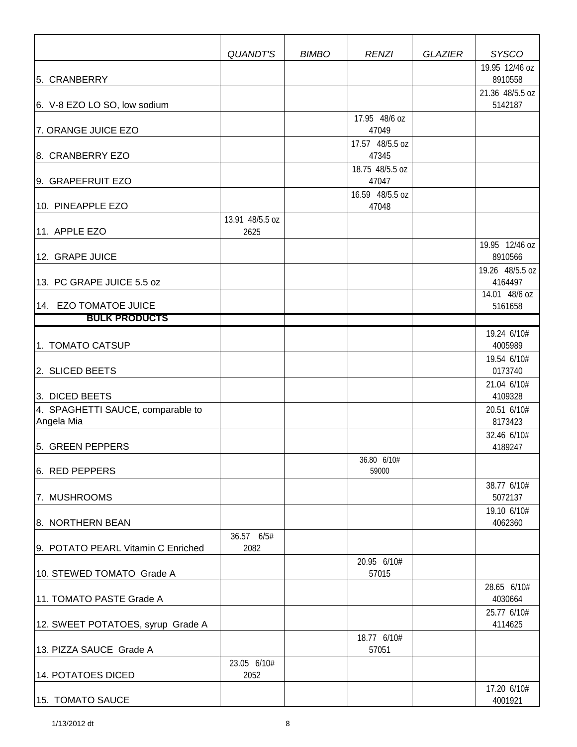| | QUANDT'S | BIMBO | RENZI | GLAZIER | SYSCO |
|---|---|---|---|---|---|
| 5. CRANBERRY | | | | | 19.95 12/46 oz 8910558 |
| 6. V-8 EZO LO SO, low sodium | | | | | 21.36 48/5.5 oz 5142187 |
| 7. ORANGE JUICE EZO | | | 17.95 48/6 oz 47049 | | |
| 8. CRANBERRY EZO | | | 17.57 48/5.5 oz 47345 | | |
| 9. GRAPEFRUIT EZO | | | 18.75 48/5.5 oz 47047 | | |
| 10. PINEAPPLE EZO | | | 16.59 48/5.5 oz 47048 | | |
| 11. APPLE EZO | 13.91 48/5.5 oz 2625 | | | | |
| 12. GRAPE JUICE | | | | | 19.95 12/46 oz 8910566 |
| 13. PC GRAPE JUICE 5.5 oz | | | | | 19.26 48/5.5 oz 4164497 |
| 14. EZO TOMATOE JUICE | | | | | 14.01 48/6 oz 5161658 |
| **BULK PRODUCTS** | | | | | |
| 1. TOMATO CATSUP | | | | | 19.24 6/10# 4005989 |
| 2. SLICED BEETS | | | | | 19.54 6/10# 0173740 |
| 3. DICED BEETS | | | | | 21.04 6/10# 4109328 |
| 4. SPAGHETTI SAUCE, comparable to Angela Mia | | | | | 20.51 6/10# 8173423 |
| 5. GREEN PEPPERS | | | | | 32.46 6/10# 4189247 |
| 6. RED PEPPERS | | | 36.80 6/10# 59000 | | |
| 7. MUSHROOMS | | | | | 38.77 6/10# 5072137 |
| 8. NORTHERN BEAN | | | | | 19.10 6/10# 4062360 |
| 9. POTATO PEARL Vitamin C Enriched | 36.57 6/5# 2082 | | | | |
| 10. STEWED TOMATO Grade A | | | 20.95 6/10# 57015 | | |
| 11. TOMATO PASTE Grade A | | | | | 28.65 6/10# 4030664 |
| 12. SWEET POTATOES, syrup Grade A | | | | | 25.77 6/10# 4114625 |
| 13. PIZZA SAUCE Grade A | | | 18.77 6/10# 57051 | | |
| 14. POTATOES DICED | 23.05 6/10# 2052 | | | | |
| 15. TOMATO SAUCE | | | | | 17.20 6/10# 4001921 |

1/13/2012 dt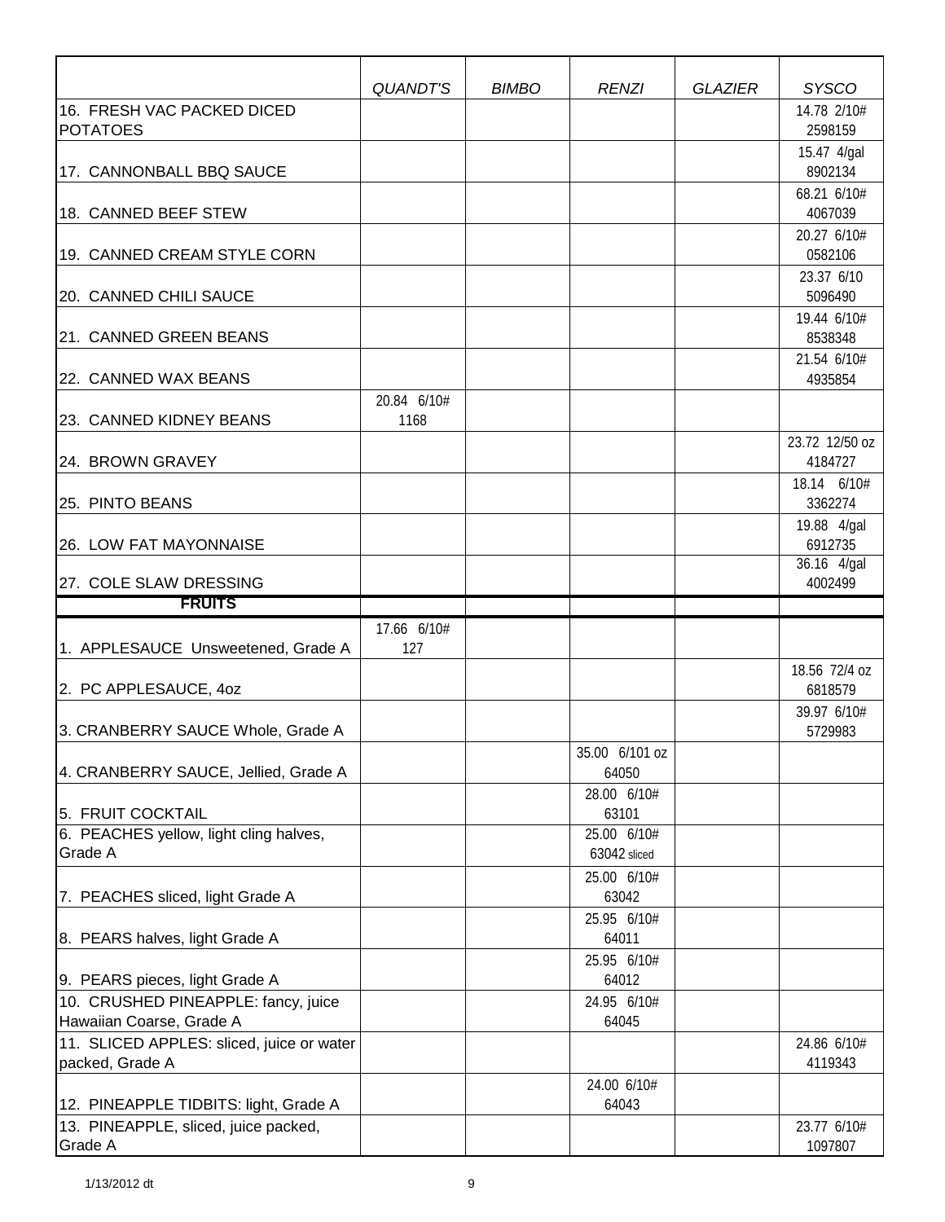| | *QUANDT'S* | *BIMBO* | *RENZI* | *GLAZIER* | *SYSCO* |
|---|---|---|---|---|---|
| 16. FRESH VAC PACKED DICED POTATOES | | | | | 14.78 2/10# 2598159 |
| 17. CANNONBALL BBQ SAUCE | | | | | 15.47 4/gal 8902134 |
| 18. CANNED BEEF STEW | | | | | 68.21 6/10# 4067039 |
| 19. CANNED CREAM STYLE CORN | | | | | 20.27 6/10# 0582106 |
| 20. CANNED CHILI SAUCE | | | | | 23.37 6/10 5096490 |
| 21. CANNED GREEN BEANS | | | | | 19.44 6/10# 8538348 |
| 22. CANNED WAX BEANS | | | | | 21.54 6/10# 4935854 |
| 23. CANNED KIDNEY BEANS | 20.84 6/10# 1168 | | | | |
| 24. BROWN GRAVEY | | | | | 23.72 12/50 oz 4184727 |
| 25. PINTO BEANS | | | | | 18.14 6/10# 3362274 |
| 26. LOW FAT MAYONNAISE | | | | | 19.88 4/gal 6912735 |
| 27. COLE SLAW DRESSING | | | | | 36.16 4/gal 4002499 |
| **FRUITS** | | | | | |
| 1. APPLESAUCE Unsweetened, Grade A | 17.66 6/10# 127 | | | | |
| 2. PC APPLESAUCE, 4oz | | | | | 18.56 72/4 oz 6818579 |
| 3. CRANBERRY SAUCE Whole, Grade A | | | | | 39.97 6/10# 5729983 |
| 4. CRANBERRY SAUCE, Jellied, Grade A | | | 35.00 6/101 oz 64050 | | |
| 5. FRUIT COCKTAIL | | | 28.00 6/10# 63101 | | |
| 6. PEACHES yellow, light cling halves, Grade A | | | 25.00 6/10# 63042 sliced | | |
| 7. PEACHES sliced, light Grade A | | | 25.00 6/10# 63042 | | |
| 8. PEARS halves, light Grade A | | | 25.95 6/10# 64011 | | |
| 9. PEARS pieces, light Grade A | | | 25.95 6/10# 64012 | | |
| 10. CRUSHED PINEAPPLE: fancy, juice Hawaiian Coarse, Grade A | | | 24.95 6/10# 64045 | | |
| 11. SLICED APPLES: sliced, juice or water packed, Grade A | | | | | 24.86 6/10# 4119343 |
| 12. PINEAPPLE TIDBITS: light, Grade A | | | 24.00 6/10# 64043 | | |
| 13. PINEAPPLE, sliced, juice packed, Grade A | | | | | 23.77 6/10# 1097807 |

1/13/2012 dt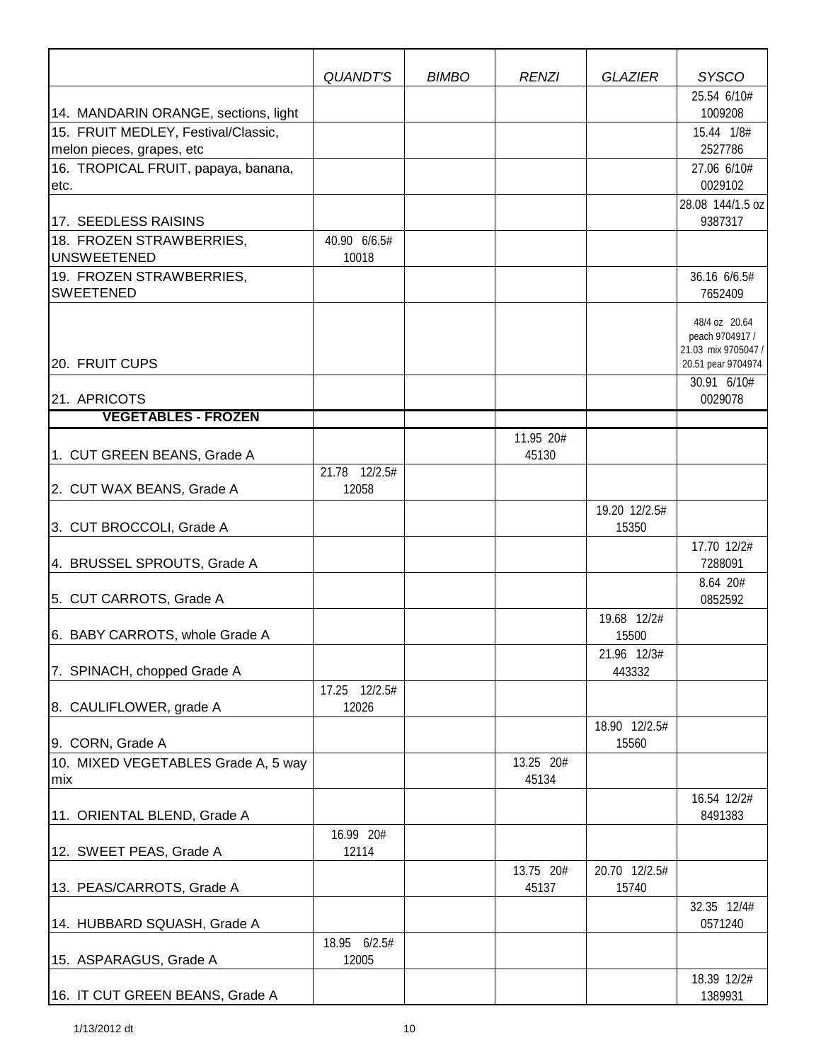| | *QUANDT'S* | *BIMBO* | *RENZI* | *GLAZIER* | *SYSCO* |
|---|---|---|---|---|---|
| 14. MANDARIN ORANGE, sections, light | | | | | 25.54 6/10# 1009208 |
| 15. FRUIT MEDLEY, Festival/Classic, melon pieces, grapes, etc | | | | | 15.44 1/8# 2527786 |
| 16. TROPICAL FRUIT, papaya, banana, etc. | | | | | 27.06 6/10# 0029102 |
| 17. SEEDLESS RAISINS | | | | | 28.08 144/1.5 oz 9387317 |
| 18. FROZEN STRAWBERRIES, UNSWEETENED | 40.90 6/6.5# 10018 | | | | |
| 19. FROZEN STRAWBERRIES, SWEETENED | | | | | 36.16 6/6.5# 7652409 |
| 20. FRUIT CUPS | | | | | 48/4 oz 20.64 peach 9704917 / 21.03 mix 9705047 / 20.51 pear 9704974 |
| 21. APRICOTS | | | | | 30.91 6/10# 0029078 |
| **VEGETABLES - FROZEN** | | | | | |
| 1. CUT GREEN BEANS, Grade A | | | 11.95 20# 45130 | | |
| 2. CUT WAX BEANS, Grade A | 21.78 12/2.5# 12058 | | | | |
| 3. CUT BROCCOLI, Grade A | | | | 19.20 12/2.5# 15350 | |
| 4. BRUSSEL SPROUTS, Grade A | | | | | 17.70 12/2# 7288091 |
| 5. CUT CARROTS, Grade A | | | | | 8.64 20# 0852592 |
| 6. BABY CARROTS, whole Grade A | | | | 19.68 12/2# 15500 | |
| 7. SPINACH, chopped Grade A | | | | 21.96 12/3# 443332 | |
| 8. CAULIFLOWER, grade A | 17.25 12/2.5# 12026 | | | | |
| 9. CORN, Grade A | | | | 18.90 12/2.5# 15560 | |
| 10. MIXED VEGETABLES Grade A, 5 way mix | | | 13.25 20# 45134 | | |
| 11. ORIENTAL BLEND, Grade A | | | | | 16.54 12/2# 8491383 |
| 12. SWEET PEAS, Grade A | 16.99 20# 12114 | | | | |
| 13. PEAS/CARROTS, Grade A | | | 13.75 20# 45137 | 20.70 12/2.5# 15740 | |
| 14. HUBBARD SQUASH, Grade A | | | | | 32.35 12/4# 0571240 |
| 15. ASPARAGUS, Grade A | 18.95 6/2.5# 12005 | | | | |
| 16. IT CUT GREEN BEANS, Grade A | | | | | 18.39 12/2# 1389931 |

1/13/2012 dt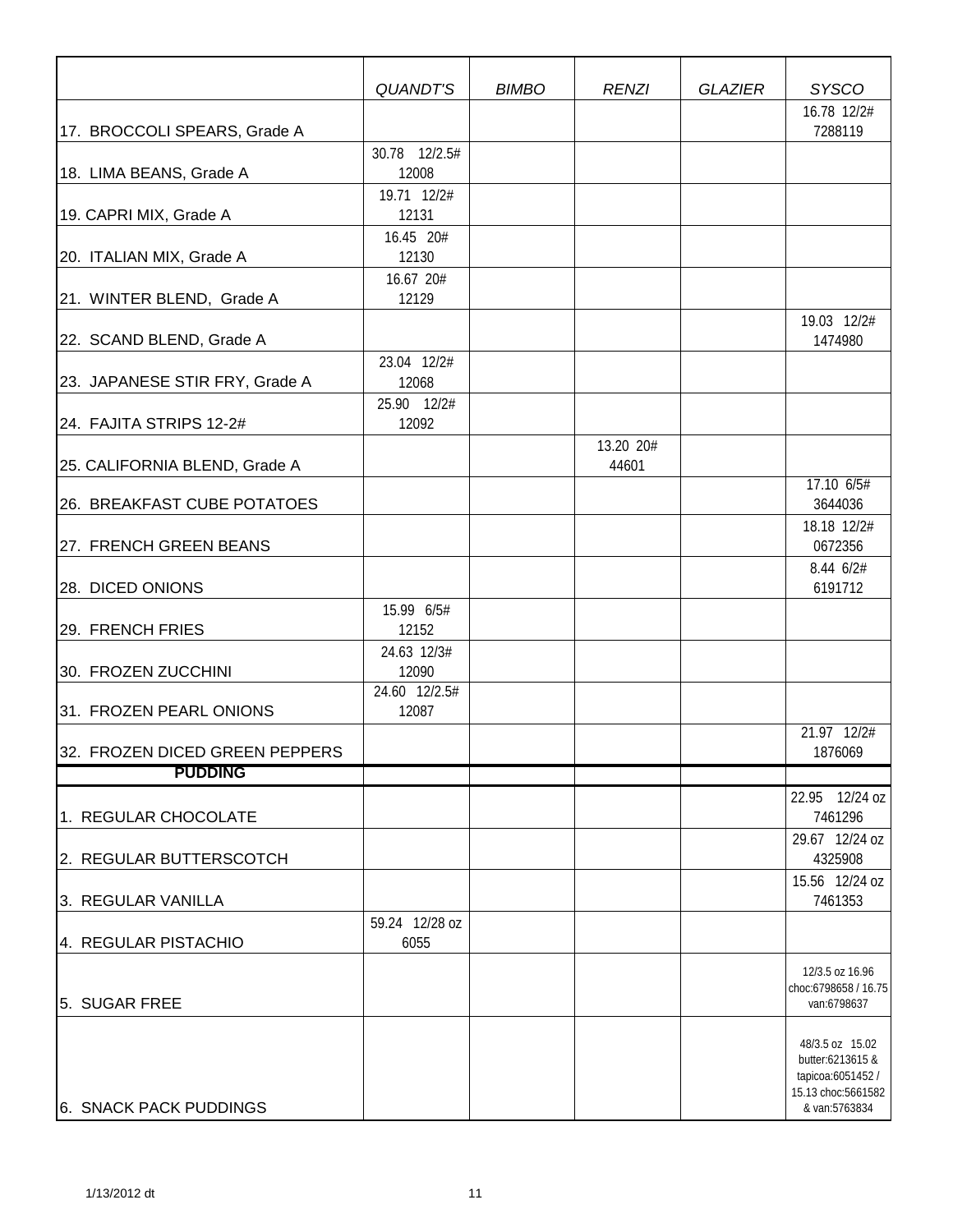| | QUANDT'S | BIMBO | RENZI | GLAZIER | SYSCO |
|---|---|---|---|---|---|
| 17. BROCCOLI SPEARS, Grade A | | | | | 16.78 12/2# 7288119 |
| 18. LIMA BEANS, Grade A | 30.78 12/2.5# 12008 | | | | |
| 19. CAPRI MIX, Grade A | 19.71 12/2# 12131 | | | | |
| 20. ITALIAN MIX, Grade A | 16.45 20# 12130 | | | | |
| 21. WINTER BLEND, Grade A | 16.67 20# 12129 | | | | |
| 22. SCAND BLEND, Grade A | | | | | 19.03 12/2# 1474980 |
| 23. JAPANESE STIR FRY, Grade A | 23.04 12/2# 12068 | | | | |
| 24. FAJITA STRIPS 12-2# | 25.90 12/2# 12092 | | | | |
| 25. CALIFORNIA BLEND, Grade A | | | 13.20 20# 44601 | | |
| 26. BREAKFAST CUBE POTATOES | | | | | 17.10 6/5# 3644036 |
| 27. FRENCH GREEN BEANS | | | | | 18.18 12/2# 0672356 |
| 28. DICED ONIONS | | | | | 8.44 6/2# 6191712 |
| 29. FRENCH FRIES | 15.99 6/5# 12152 | | | | |
| 30. FROZEN ZUCCHINI | 24.63 12/3# 12090 | | | | |
| 31. FROZEN PEARL ONIONS | 24.60 12/2.5# 12087 | | | | |
| 32. FROZEN DICED GREEN PEPPERS | | | | | 21.97 12/2# 1876069 |
| **PUDDING** | | | | | |
| 1. REGULAR CHOCOLATE | | | | | 22.95 12/24 oz 7461296 |
| 2. REGULAR BUTTERSCOTCH | | | | | 29.67 12/24 oz 4325908 |
| 3. REGULAR VANILLA | | | | | 15.56 12/24 oz 7461353 |
| 4. REGULAR PISTACHIO | 59.24 12/28 oz 6055 | | | | |
| 5. SUGAR FREE | | | | | 12/3.5 oz 16.96 choc:6798658 / 16.75 van:6798637 |
| 6. SNACK PACK PUDDINGS | | | | | 48/3.5 oz 15.02 butter:6213615 & tapicoa:6051452 / 15.13 choc:5661582 & van:5763834 |

1/13/2012 dt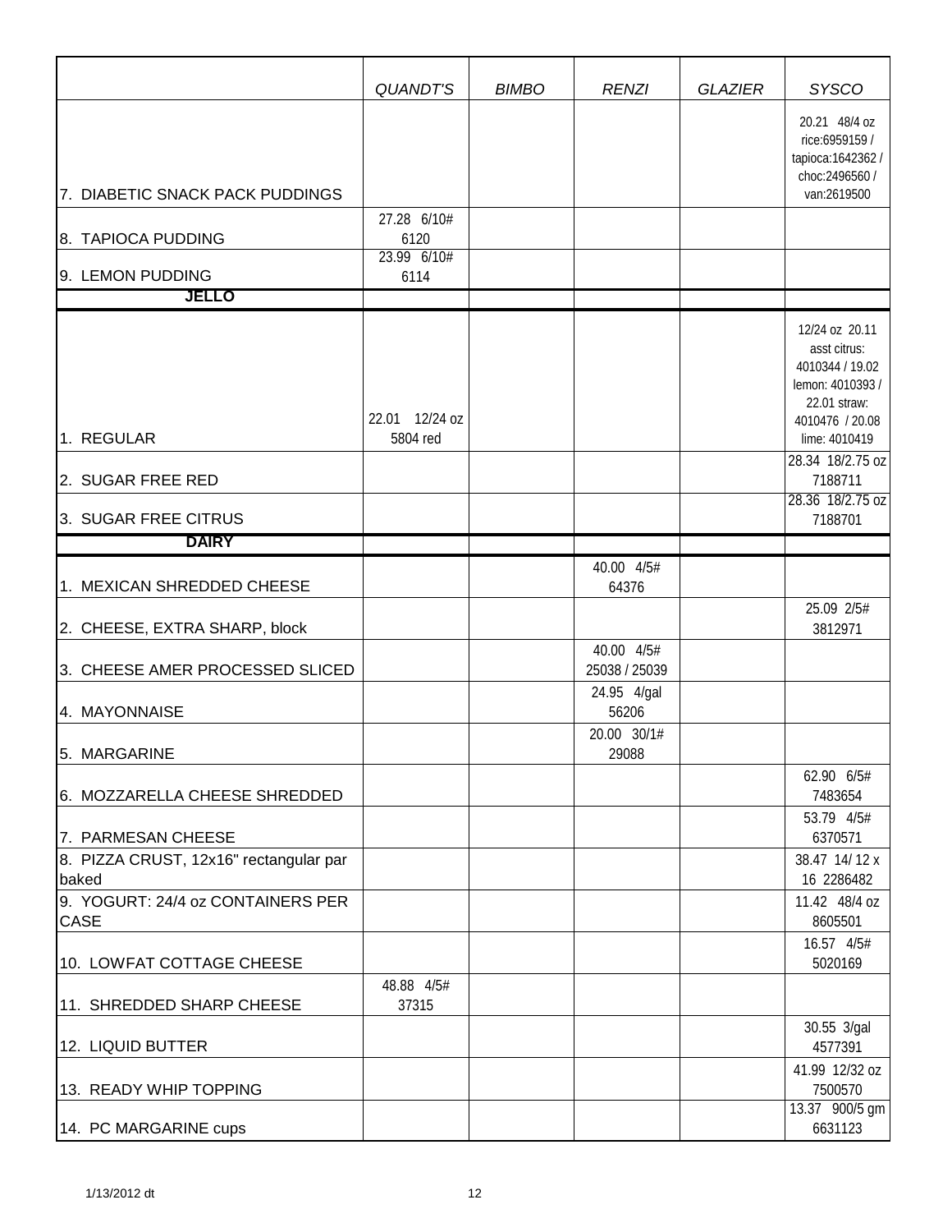| | QUANDT'S | BIMBO | RENZI | GLAZIER | SYSCO |
|---|---|---|---|---|---|
| 7. DIABETIC SNACK PACK PUDDINGS | | | | | 20.21 48/4 oz rice:6959159 / tapioca:1642362 / choc:2496560 / van:2619500 |
| 8. TAPIOCA PUDDING | 27.28 6/10# 6120 | | | | |
| 9. LEMON PUDDING | 23.99 6/10# 6114 | | | | |
| **JELLO** | | | | | |
| 1. REGULAR | 22.01 12/24 oz 5804 red | | | | 12/24 oz 20.11 asst citrus: 4010344 / 19.02 lemon: 4010393 / 22.01 straw: 4010476 / 20.08 lime: 4010419 |
| 2. SUGAR FREE RED | | | | | 28.34 18/2.75 oz 7188711 |
| 3. SUGAR FREE CITRUS | | | | | 28.36 18/2.75 oz 7188701 |
| **DAIRY** | | | | | |
| 1. MEXICAN SHREDDED CHEESE | | | 40.00 4/5# 64376 | | |
| 2. CHEESE, EXTRA SHARP, block | | | | | 25.09 2/5# 3812971 |
| 3. CHEESE AMER PROCESSED SLICED | | | 40.00 4/5# 25038 / 25039 | | |
| 4. MAYONNAISE | | | 24.95 4/gal 56206 | | |
| 5. MARGARINE | | | 20.00 30/1# 29088 | | |
| 6. MOZZARELLA CHEESE SHREDDED | | | | | 62.90 6/5# 7483654 |
| 7. PARMESAN CHEESE | | | | | 53.79 4/5# 6370571 |
| 8. PIZZA CRUST, 12x16" rectangular par baked | | | | | 38.47 14/ 12 x 16 2286482 |
| 9. YOGURT: 24/4 oz CONTAINERS PER CASE | | | | | 11.42 48/4 oz 8605501 |
| 10. LOWFAT COTTAGE CHEESE | | | | | 16.57 4/5# 5020169 |
| 11. SHREDDED SHARP CHEESE | 48.88 4/5# 37315 | | | | |
| 12. LIQUID BUTTER | | | | | 30.55 3/gal 4577391 |
| 13. READY WHIP TOPPING | | | | | 41.99 12/32 oz 7500570 |
| 14. PC MARGARINE cups | | | | | 13.37 900/5 gm 6631123 |

1/13/2012 dt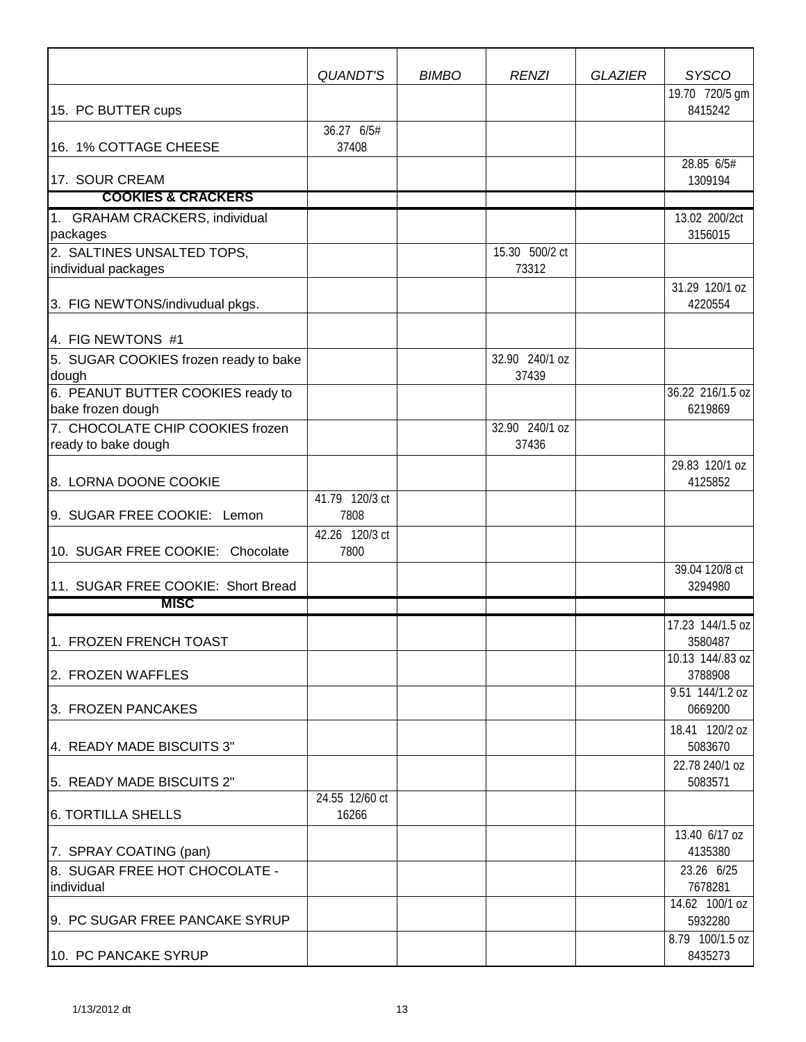| | *QUANDT'S* | *BIMBO* | *RENZI* | *GLAZIER* | *SYSCO* |
|---|---|---|---|---|---|
| 15. PC BUTTER cups | | | | | 19.70 720/5 gm 8415242 |
| 16. 1% COTTAGE CHEESE | 36.27 6/5# 37408 | | | | |
| 17. SOUR CREAM | | | | | 28.85 6/5# 1309194 |
| **COOKIES & CRACKERS** | | | | | |
| 1. GRAHAM CRACKERS, individual packages | | | | | 13.02 200/2ct 3156015 |
| 2. SALTINES UNSALTED TOPS, individual packages | | | 15.30 500/2 ct 73312 | | |
| 3. FIG NEWTONS/indivudual pkgs. | | | | | 31.29 120/1 oz 4220554 |
| 4. FIG NEWTONS #1 | | | | | |
| 5. SUGAR COOKIES frozen ready to bake dough | | | 32.90 240/1 oz 37439 | | |
| 6. PEANUT BUTTER COOKIES ready to bake frozen dough | | | | | 36.22 216/1.5 oz 6219869 |
| 7. CHOCOLATE CHIP COOKIES frozen ready to bake dough | | | 32.90 240/1 oz 37436 | | |
| 8. LORNA DOONE COOKIE | | | | | 29.83 120/1 oz 4125852 |
| 9. SUGAR FREE COOKIE: Lemon | 41.79 120/3 ct 7808 | | | | |
| 10. SUGAR FREE COOKIE: Chocolate | 42.26 120/3 ct 7800 | | | | |
| 11. SUGAR FREE COOKIE: Short Bread | | | | | 39.04 120/8 ct 3294980 |
| **MISC** | | | | | |
| 1. FROZEN FRENCH TOAST | | | | | 17.23 144/1.5 oz 3580487 |
| 2. FROZEN WAFFLES | | | | | 10.13 144/.83 oz 3788908 |
| 3. FROZEN PANCAKES | | | | | 9.51 144/1.2 oz 0669200 |
| 4. READY MADE BISCUITS 3" | | | | | 18.41 120/2 oz 5083670 |
| 5. READY MADE BISCUITS 2" | | | | | 22.78 240/1 oz 5083571 |
| 6. TORTILLA SHELLS | 24.55 12/60 ct 16266 | | | | |
| 7. SPRAY COATING (pan) | | | | | 13.40 6/17 oz 4135380 |
| 8. SUGAR FREE HOT CHOCOLATE - individual | | | | | 23.26 6/25 7678281 |
| 9. PC SUGAR FREE PANCAKE SYRUP | | | | | 14.62 100/1 oz 5932280 |
| 10. PC PANCAKE SYRUP | | | | | 8.79 100/1.5 oz 8435273 |

1/13/2012 dt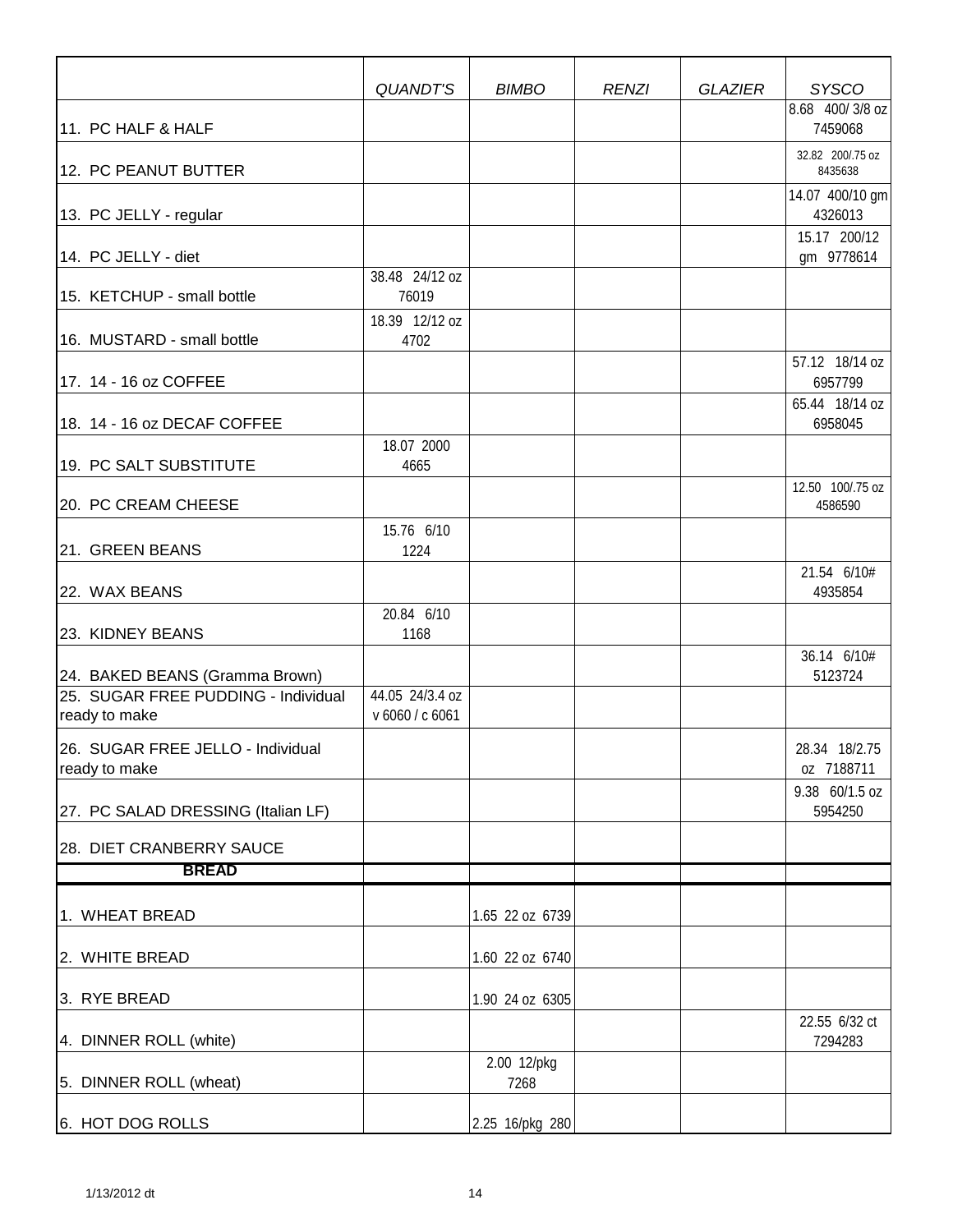| | QUANDT'S | BIMBO | RENZI | GLAZIER | SYSCO |
|---|---|---|---|---|---|
| 11. PC HALF & HALF | | | | | 8.68 400/ 3/8 oz 7459068 |
| 12. PC PEANUT BUTTER | | | | | 32.82 200/.75 oz 8435638 |
| 13. PC JELLY - regular | | | | | 14.07 400/10 gm 4326013 |
| 14. PC JELLY - diet | | | | | 15.17 200/12 gm 9778614 |
| 15. KETCHUP - small bottle | 38.48 24/12 oz 76019 | | | | |
| 16. MUSTARD - small bottle | 18.39 12/12 oz 4702 | | | | |
| 17. 14 - 16 oz COFFEE | | | | | 57.12 18/14 oz 6957799 |
| 18. 14 - 16 oz DECAF COFFEE | | | | | 65.44 18/14 oz 6958045 |
| 19. PC SALT SUBSTITUTE | 18.07 2000 4665 | | | | |
| 20. PC CREAM CHEESE | | | | | 12.50 100/.75 oz 4586590 |
| 21. GREEN BEANS | 15.76 6/10 1224 | | | | |
| 22. WAX BEANS | | | | | 21.54 6/10# 4935854 |
| 23. KIDNEY BEANS | 20.84 6/10 1168 | | | | |
| 24. BAKED BEANS (Gramma Brown) | | | | | 36.14 6/10# 5123724 |
| 25. SUGAR FREE PUDDING - Individual ready to make | 44.05 24/3.4 oz v 6060 / c 6061 | | | | |
| 26. SUGAR FREE JELLO - Individual ready to make | | | | | 28.34 18/2.75 oz 7188711 |
| 27. PC SALAD DRESSING (Italian LF) | | | | | 9.38 60/1.5 oz 5954250 |
| 28. DIET CRANBERRY SAUCE | | | | | |
| **BREAD** | | | | | |
| 1. WHEAT BREAD | | 1.65 22 oz 6739 | | | |
| 2. WHITE BREAD | | 1.60 22 oz 6740 | | | |
| 3. RYE BREAD | | 1.90 24 oz 6305 | | | |
| 4. DINNER ROLL (white) | | | | | 22.55 6/32 ct 7294283 |
| 5. DINNER ROLL (wheat) | | 2.00 12/pkg 7268 | | | |
| 6. HOT DOG ROLLS | | 2.25 16/pkg 280 | | | |

1/13/2012 dt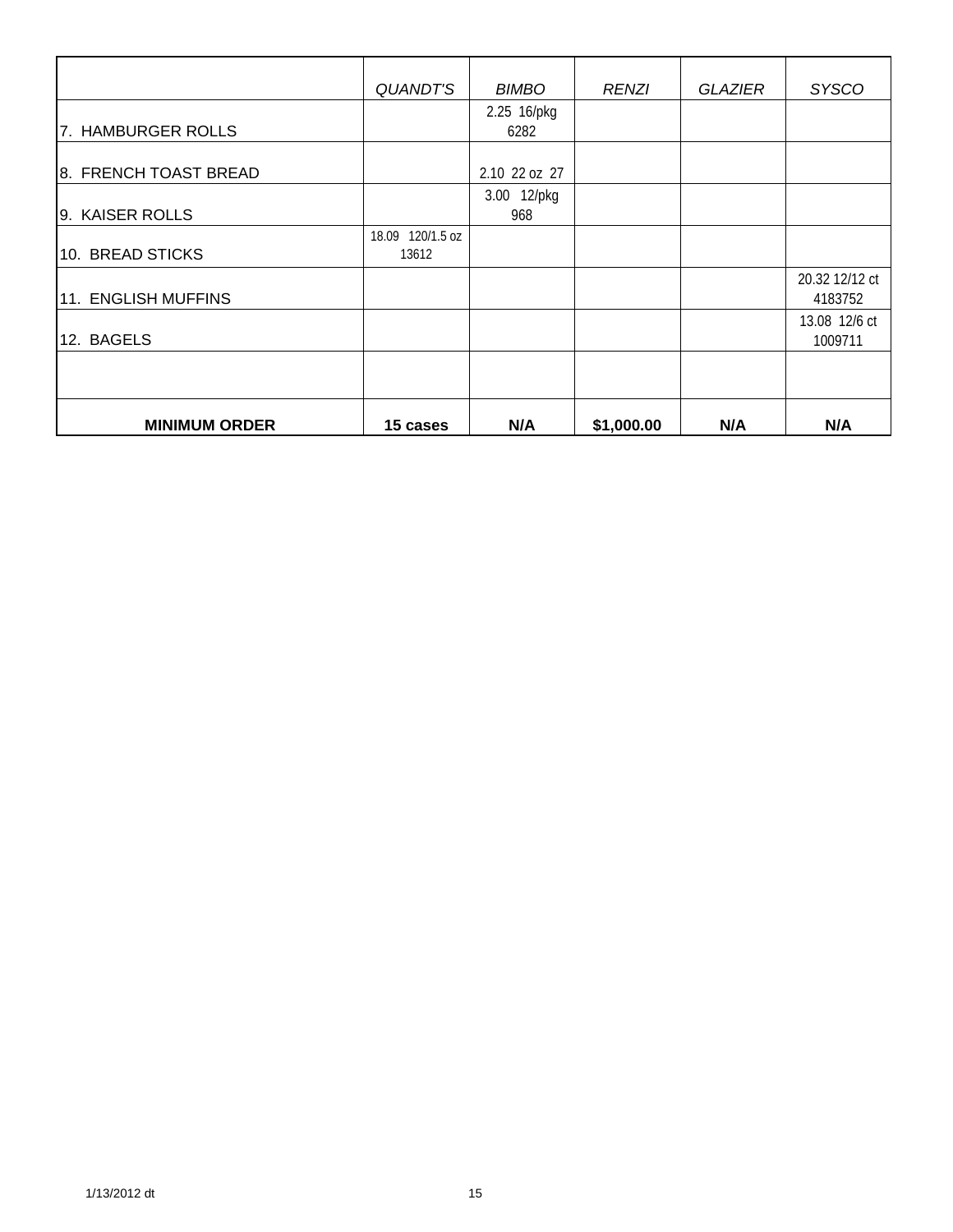| | *QUANDT'S* | *BIMBO* | *RENZI* | *GLAZIER* | *SYSCO* |
|---|---|---|---|---|---|
| 7. HAMBURGER ROLLS | | 2.25 16/pkg 6282 | | | |
| 8. FRENCH TOAST BREAD | | 2.10 22 oz 27 | | | |
| 9. KAISER ROLLS | | 3.00 12/pkg 968 | | | |
| 10. BREAD STICKS | 18.09 120/1.5 oz 13612 | | | | |
| 11. ENGLISH MUFFINS | | | | | 20.32 12/12 ct 4183752 |
| 12. BAGELS | | | | | 13.08 12/6 ct 1009711 |
| | | | | | |
| **MINIMUM ORDER** | **15 cases** | **N/A** | **$1,000.00** | **N/A** | **N/A** |

1/13/2012 dt